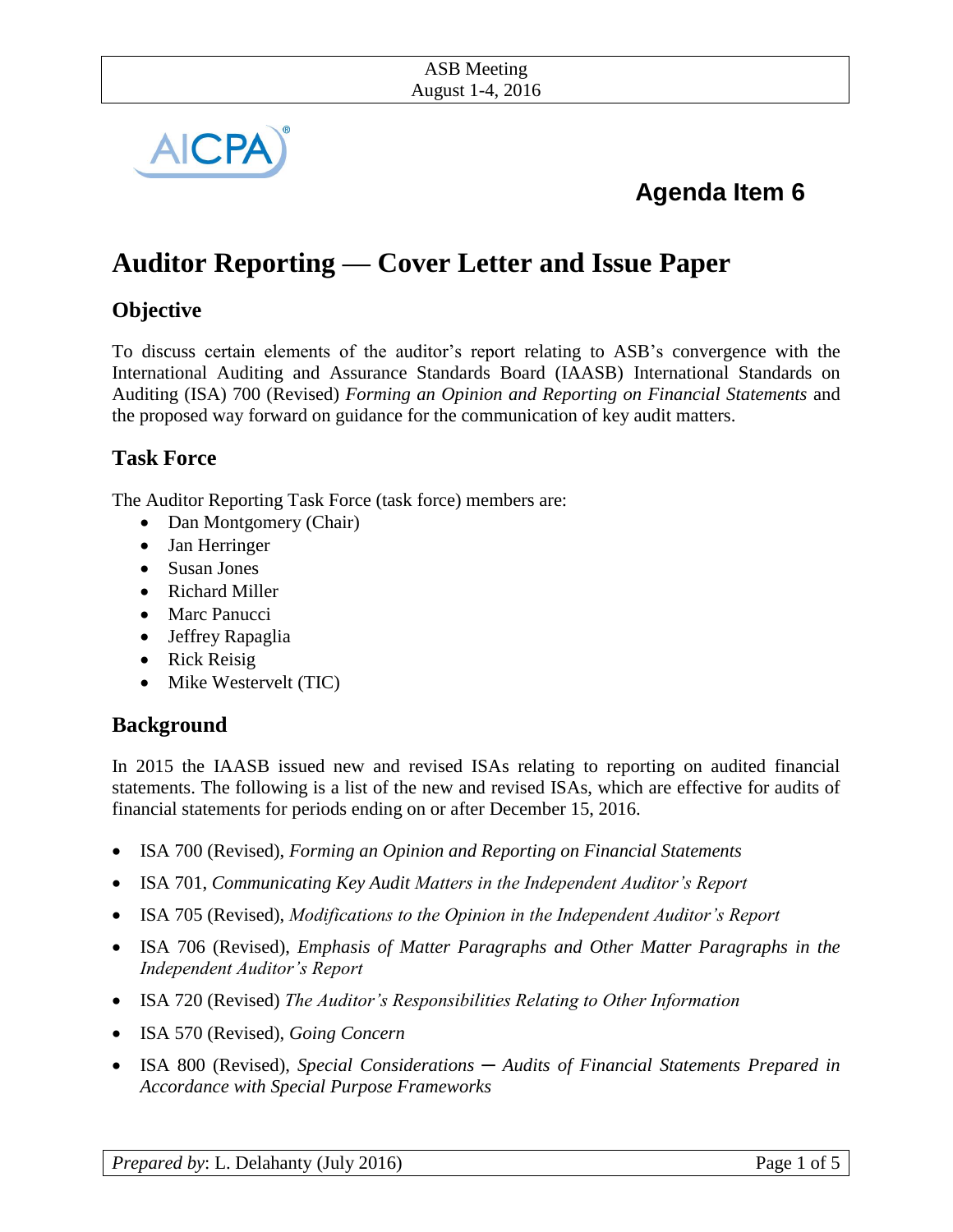ASB Meeting
August 1-4, 2016

**Agenda Item 6**

# Auditor Reporting — Cover Letter and Issue Paper

## Objective

To discuss certain elements of the auditor's report relating to ASB's convergence with the International Auditing and Assurance Standards Board (IAASB) International Standards on Auditing (ISA) 700 (Revised) *Forming an Opinion and Reporting on Financial Statements* and the proposed way forward on guidance for the communication of key audit matters.

## Task Force

The Auditor Reporting Task Force (task force) members are:

- Dan Montgomery (Chair)
- Jan Herringer
- Susan Jones
- Richard Miller
- Marc Panucci
- Jeffrey Rapaglia
- Rick Reisig
- Mike Westervelt (TIC)

## Background

In 2015 the IAASB issued new and revised ISAs relating to reporting on audited financial statements. The following is a list of the new and revised ISAs, which are effective for audits of financial statements for periods ending on or after December 15, 2016.

- ISA 700 (Revised), *Forming an Opinion and Reporting on Financial Statements*
- ISA 701, *Communicating Key Audit Matters in the Independent Auditor's Report*
- ISA 705 (Revised), *Modifications to the Opinion in the Independent Auditor's Report*
- ISA 706 (Revised), *Emphasis of Matter Paragraphs and Other Matter Paragraphs in the Independent Auditor's Report*
- ISA 720 (Revised) *The Auditor's Responsibilities Relating to Other Information*
- ISA 570 (Revised), *Going Concern*
- ISA 800 (Revised), *Special Considerations ─ Audits of Financial Statements Prepared in Accordance with Special Purpose Frameworks*

*Prepared by*: L. Delahanty (July 2016)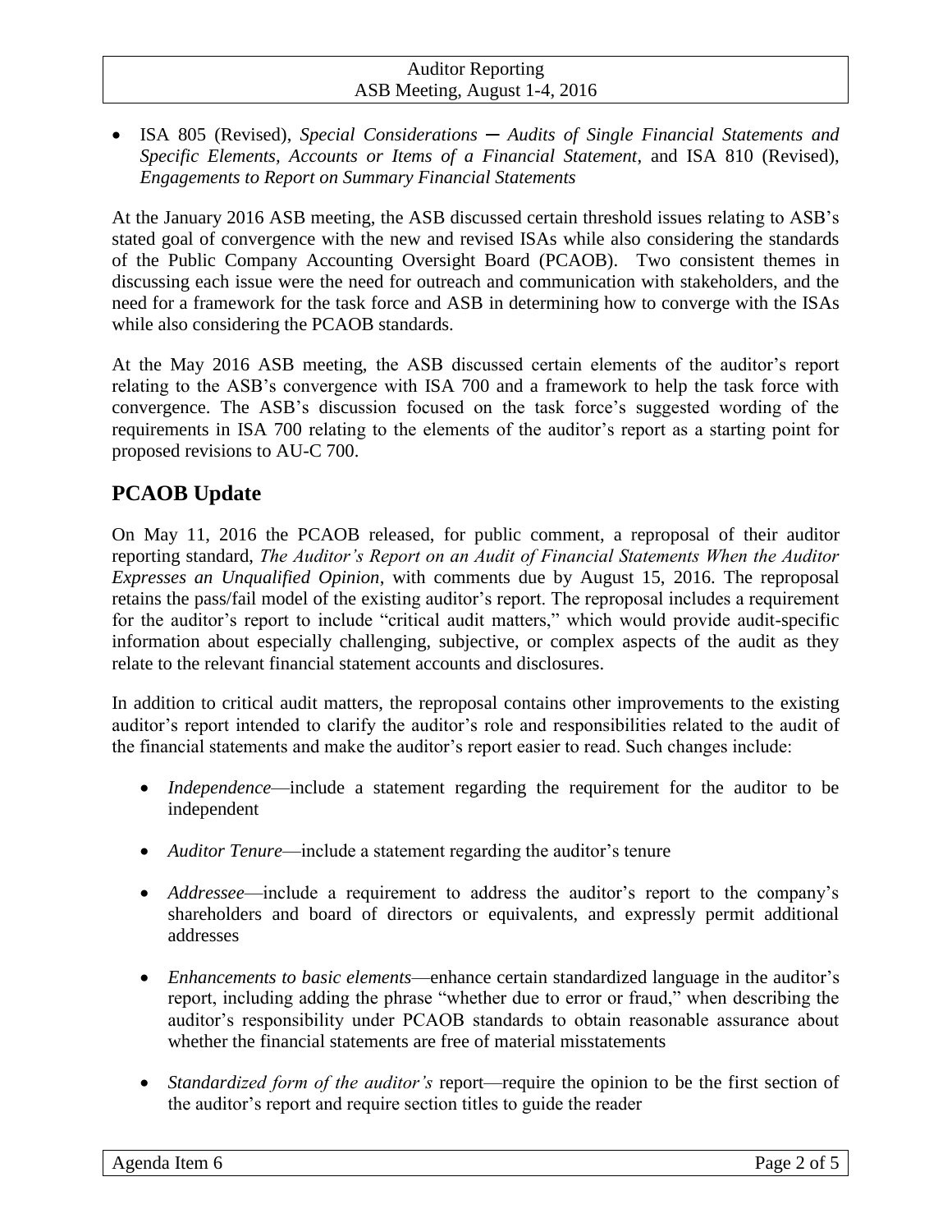- ISA 805 (Revised), *Special Considerations ─ Audits of Single Financial Statements and Specific Elements, Accounts or Items of a Financial Statement*, and ISA 810 (Revised), *Engagements to Report on Summary Financial Statements*

At the January 2016 ASB meeting, the ASB discussed certain threshold issues relating to ASB's stated goal of convergence with the new and revised ISAs while also considering the standards of the Public Company Accounting Oversight Board (PCAOB). Two consistent themes in discussing each issue were the need for outreach and communication with stakeholders, and the need for a framework for the task force and ASB in determining how to converge with the ISAs while also considering the PCAOB standards.

At the May 2016 ASB meeting, the ASB discussed certain elements of the auditor's report relating to the ASB's convergence with ISA 700 and a framework to help the task force with convergence. The ASB's discussion focused on the task force's suggested wording of the requirements in ISA 700 relating to the elements of the auditor's report as a starting point for proposed revisions to AU-C 700.

## PCAOB Update

On May 11, 2016 the PCAOB released, for public comment, a reproposal of their auditor reporting standard, *The Auditor's Report on an Audit of Financial Statements When the Auditor Expresses an Unqualified Opinion*, with comments due by August 15, 2016. The reproposal retains the pass/fail model of the existing auditor's report. The reproposal includes a requirement for the auditor's report to include "critical audit matters," which would provide audit-specific information about especially challenging, subjective, or complex aspects of the audit as they relate to the relevant financial statement accounts and disclosures.

In addition to critical audit matters, the reproposal contains other improvements to the existing auditor's report intended to clarify the auditor's role and responsibilities related to the audit of the financial statements and make the auditor's report easier to read. Such changes include:

- *Independence*—include a statement regarding the requirement for the auditor to be independent
- *Auditor Tenure*—include a statement regarding the auditor's tenure
- *Addressee*—include a requirement to address the auditor's report to the company's shareholders and board of directors or equivalents, and expressly permit additional addresses
- *Enhancements to basic elements*—enhance certain standardized language in the auditor's report, including adding the phrase "whether due to error or fraud," when describing the auditor's responsibility under PCAOB standards to obtain reasonable assurance about whether the financial statements are free of material misstatements
- *Standardized form of the auditor's* report—require the opinion to be the first section of the auditor's report and require section titles to guide the reader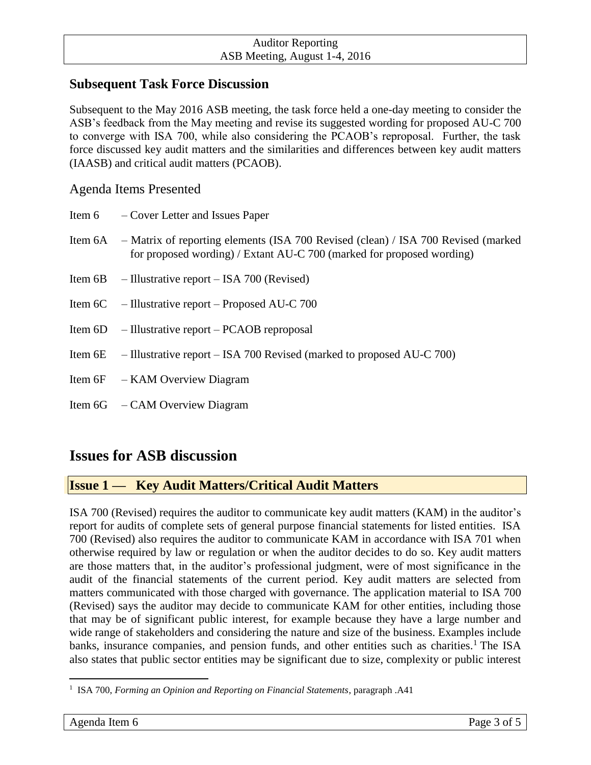## Subsequent Task Force Discussion

Subsequent to the May 2016 ASB meeting, the task force held a one-day meeting to consider the ASB's feedback from the May meeting and revise its suggested wording for proposed AU-C 700 to converge with ISA 700, while also considering the PCAOB's reproposal. Further, the task force discussed key audit matters and the similarities and differences between key audit matters (IAASB) and critical audit matters (PCAOB).

### Agenda Items Presented

- Item 6 – Cover Letter and Issues Paper
- Item 6A – Matrix of reporting elements (ISA 700 Revised (clean) / ISA 700 Revised (marked for proposed wording) / Extant AU-C 700 (marked for proposed wording)
- Item 6B – Illustrative report – ISA 700 (Revised)
- Item 6C – Illustrative report – Proposed AU-C 700
- Item 6D – Illustrative report – PCAOB reproposal
- Item 6E – Illustrative report – ISA 700 Revised (marked to proposed AU-C 700)
- Item 6F – KAM Overview Diagram
- Item 6G – CAM Overview Diagram

# Issues for ASB discussion

## Issue 1 — Key Audit Matters/Critical Audit Matters

ISA 700 (Revised) requires the auditor to communicate key audit matters (KAM) in the auditor's report for audits of complete sets of general purpose financial statements for listed entities. ISA 700 (Revised) also requires the auditor to communicate KAM in accordance with ISA 701 when otherwise required by law or regulation or when the auditor decides to do so. Key audit matters are those matters that, in the auditor's professional judgment, were of most significance in the audit of the financial statements of the current period. Key audit matters are selected from matters communicated with those charged with governance. The application material to ISA 700 (Revised) says the auditor may decide to communicate KAM for other entities, including those that may be of significant public interest, for example because they have a large number and wide range of stakeholders and considering the nature and size of the business. Examples include banks, insurance companies, and pension funds, and other entities such as charities.[1] The ISA also states that public sector entities may be significant due to size, complexity or public interest

[1] ISA 700, *Forming an Opinion and Reporting on Financial Statements*, paragraph .A41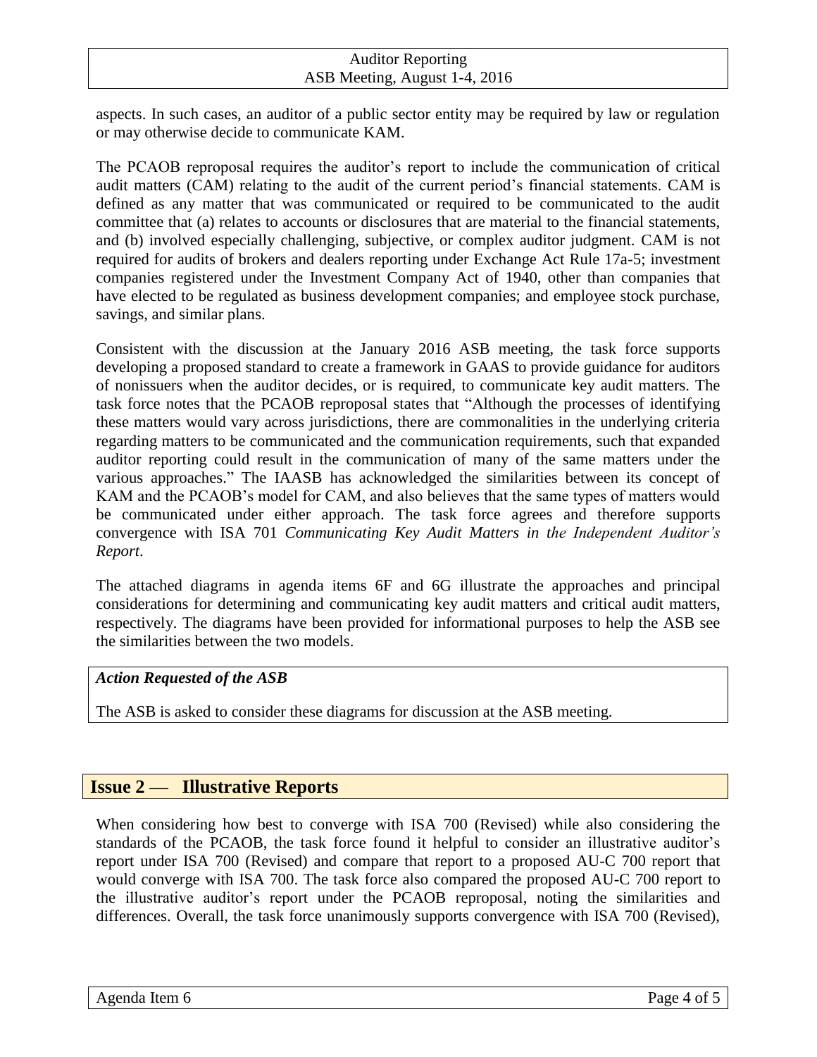aspects. In such cases, an auditor of a public sector entity may be required by law or regulation or may otherwise decide to communicate KAM.

The PCAOB reproposal requires the auditor's report to include the communication of critical audit matters (CAM) relating to the audit of the current period's financial statements. CAM is defined as any matter that was communicated or required to be communicated to the audit committee that (a) relates to accounts or disclosures that are material to the financial statements, and (b) involved especially challenging, subjective, or complex auditor judgment. CAM is not required for audits of brokers and dealers reporting under Exchange Act Rule 17a-5; investment companies registered under the Investment Company Act of 1940, other than companies that have elected to be regulated as business development companies; and employee stock purchase, savings, and similar plans.

Consistent with the discussion at the January 2016 ASB meeting, the task force supports developing a proposed standard to create a framework in GAAS to provide guidance for auditors of nonissuers when the auditor decides, or is required, to communicate key audit matters. The task force notes that the PCAOB reproposal states that "Although the processes of identifying these matters would vary across jurisdictions, there are commonalities in the underlying criteria regarding matters to be communicated and the communication requirements, such that expanded auditor reporting could result in the communication of many of the same matters under the various approaches." The IAASB has acknowledged the similarities between its concept of KAM and the PCAOB's model for CAM, and also believes that the same types of matters would be communicated under either approach. The task force agrees and therefore supports convergence with ISA 701 *Communicating Key Audit Matters in the Independent Auditor's Report*.

The attached diagrams in agenda items 6F and 6G illustrate the approaches and principal considerations for determining and communicating key audit matters and critical audit matters, respectively. The diagrams have been provided for informational purposes to help the ASB see the similarities between the two models.

***Action Requested of the ASB***

The ASB is asked to consider these diagrams for discussion at the ASB meeting.

## Issue 2 — Illustrative Reports

When considering how best to converge with ISA 700 (Revised) while also considering the standards of the PCAOB, the task force found it helpful to consider an illustrative auditor's report under ISA 700 (Revised) and compare that report to a proposed AU-C 700 report that would converge with ISA 700. The task force also compared the proposed AU-C 700 report to the illustrative auditor's report under the PCAOB reproposal, noting the similarities and differences. Overall, the task force unanimously supports convergence with ISA 700 (Revised),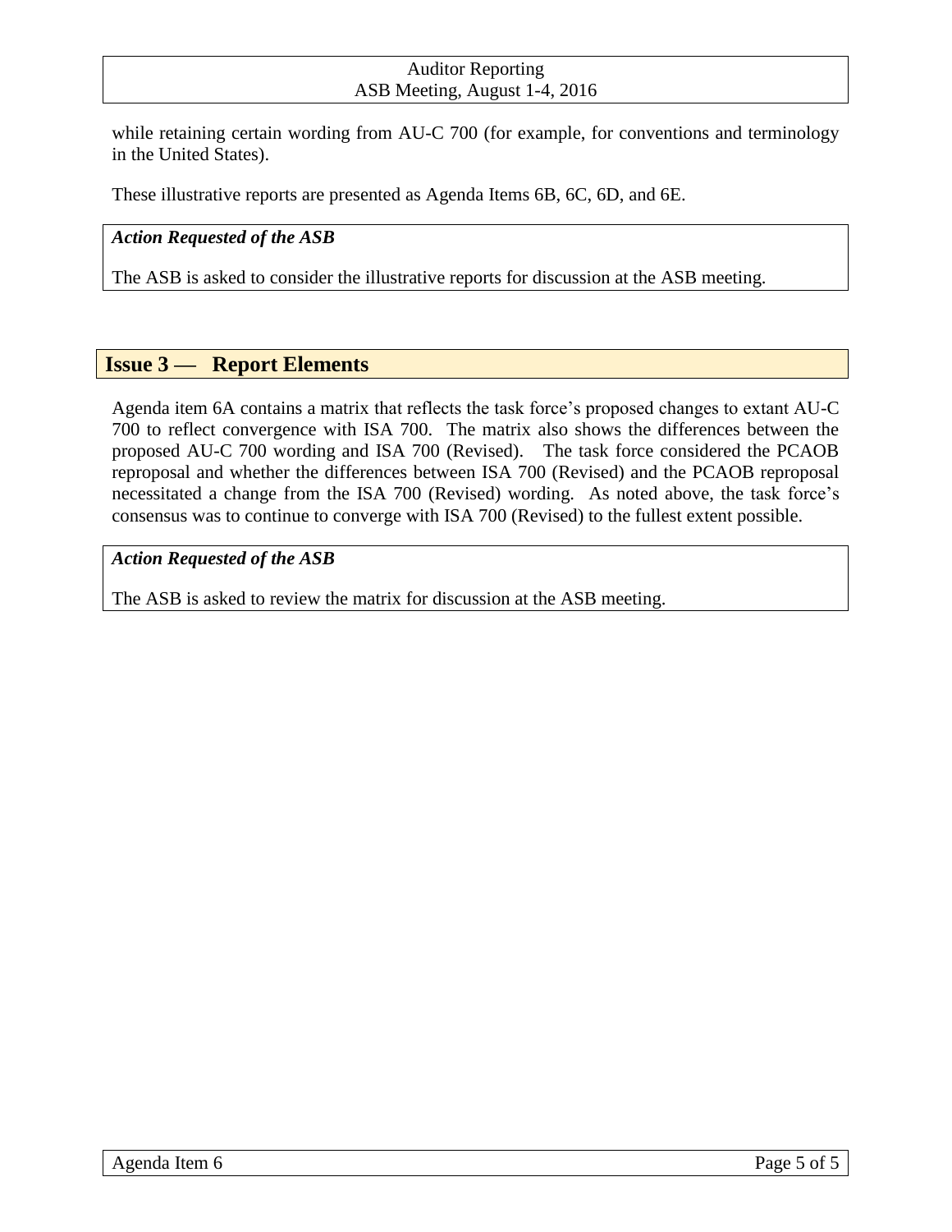while retaining certain wording from AU-C 700 (for example, for conventions and terminology in the United States).

These illustrative reports are presented as Agenda Items 6B, 6C, 6D, and 6E.

> ***Action Requested of the ASB***
>
> The ASB is asked to consider the illustrative reports for discussion at the ASB meeting.

## Issue 3 — Report Elements

Agenda item 6A contains a matrix that reflects the task force's proposed changes to extant AU-C 700 to reflect convergence with ISA 700. The matrix also shows the differences between the proposed AU-C 700 wording and ISA 700 (Revised). The task force considered the PCAOB reproposal and whether the differences between ISA 700 (Revised) and the PCAOB reproposal necessitated a change from the ISA 700 (Revised) wording. As noted above, the task force's consensus was to continue to converge with ISA 700 (Revised) to the fullest extent possible.

> ***Action Requested of the ASB***
>
> The ASB is asked to review the matrix for discussion at the ASB meeting.